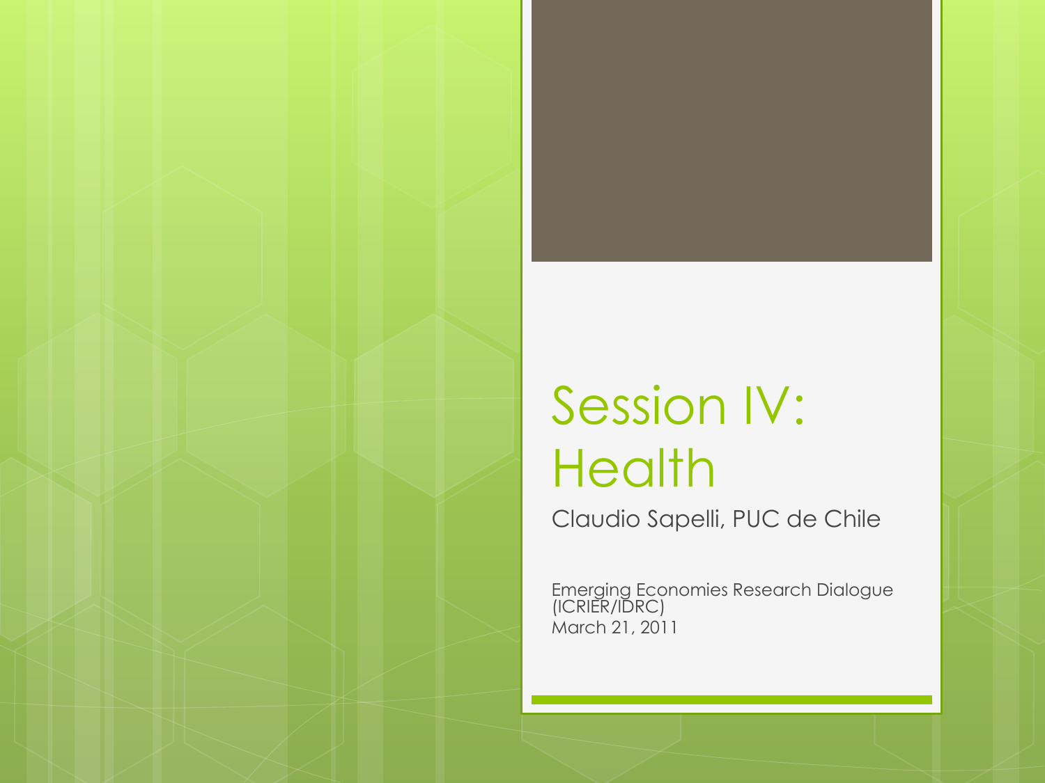# Session IV: Health

Claudio Sapelli, PUC de Chile

Emerging Economies Research Dialogue (ICRIER/IDRC)
March 21, 2011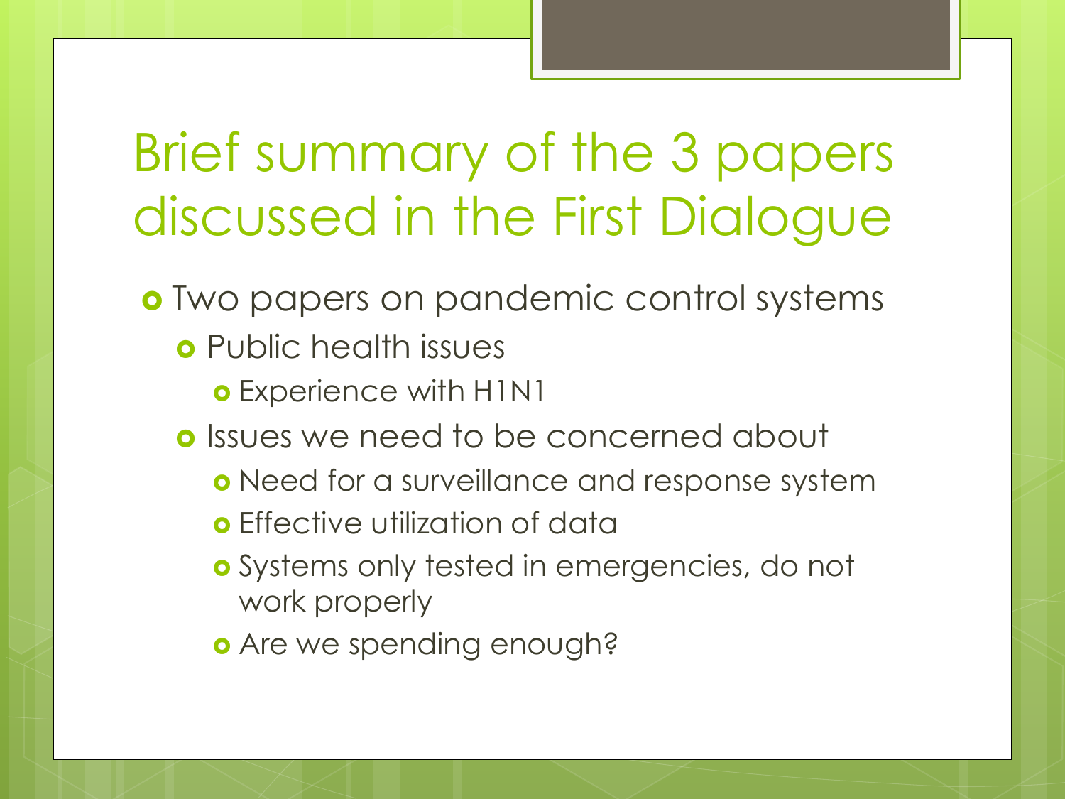# Brief summary of the 3 papers discussed in the First Dialogue

- Two papers on pandemic control systems
  - Public health issues
    - Experience with H1N1
  - Issues we need to be concerned about
    - Need for a surveillance and response system
    - Effective utilization of data
    - Systems only tested in emergencies, do not work properly
    - Are we spending enough?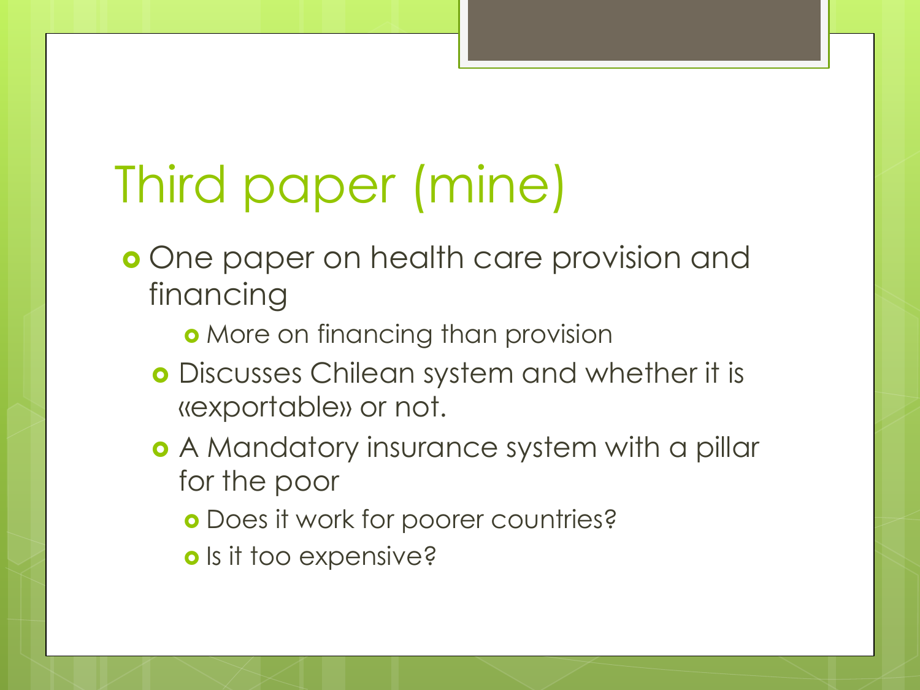# Third paper (mine)

- One paper on health care provision and financing
  - More on financing than provision
  - Discusses Chilean system and whether it is «exportable» or not.
  - A Mandatory insurance system with a pillar for the poor
    - Does it work for poorer countries?
    - Is it too expensive?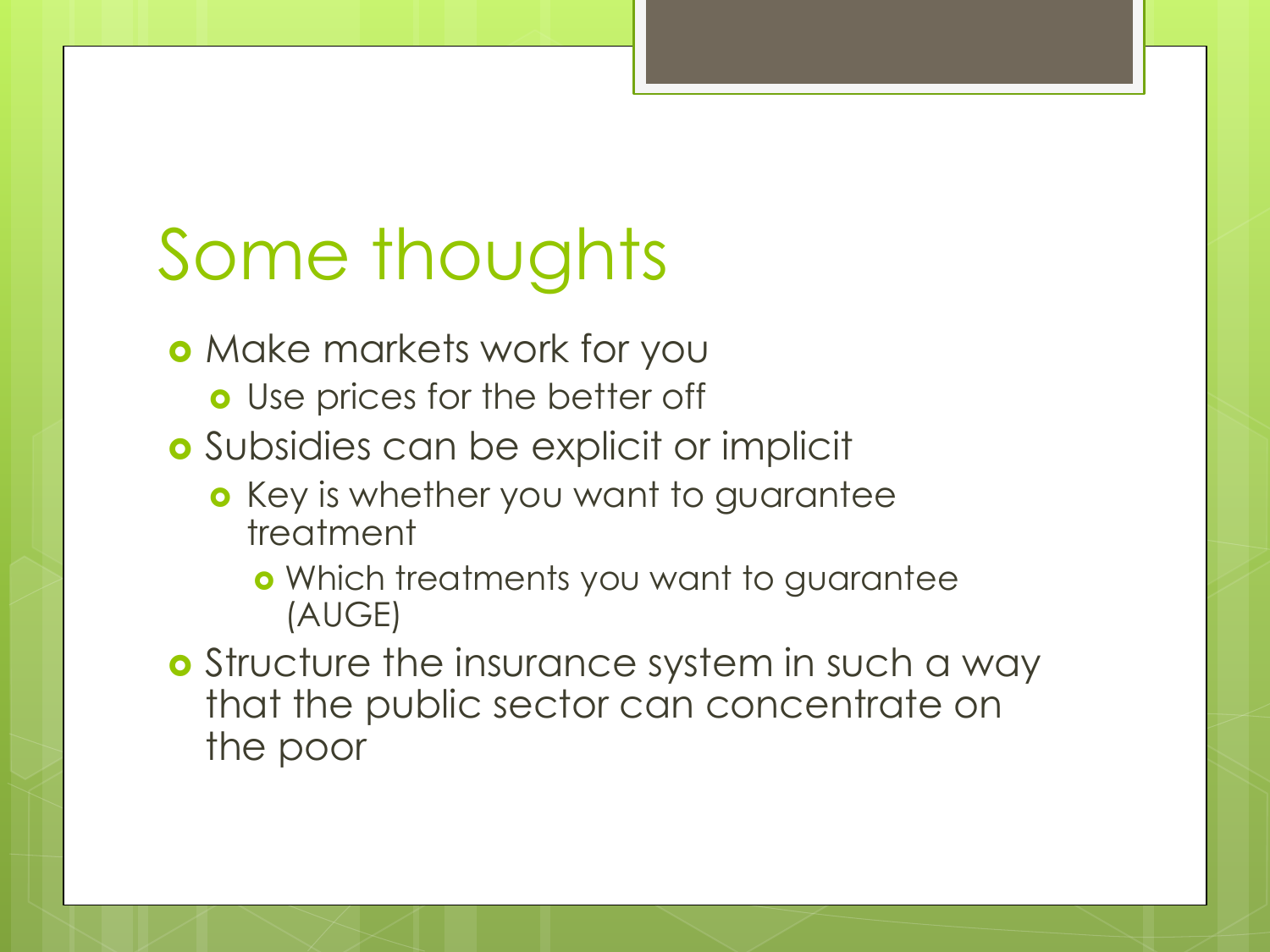# Some thoughts

- Make markets work for you
  - Use prices for the better off
- Subsidies can be explicit or implicit
  - Key is whether you want to guarantee treatment
    - Which treatments you want to guarantee (AUGE)
- Structure the insurance system in such a way that the public sector can concentrate on the poor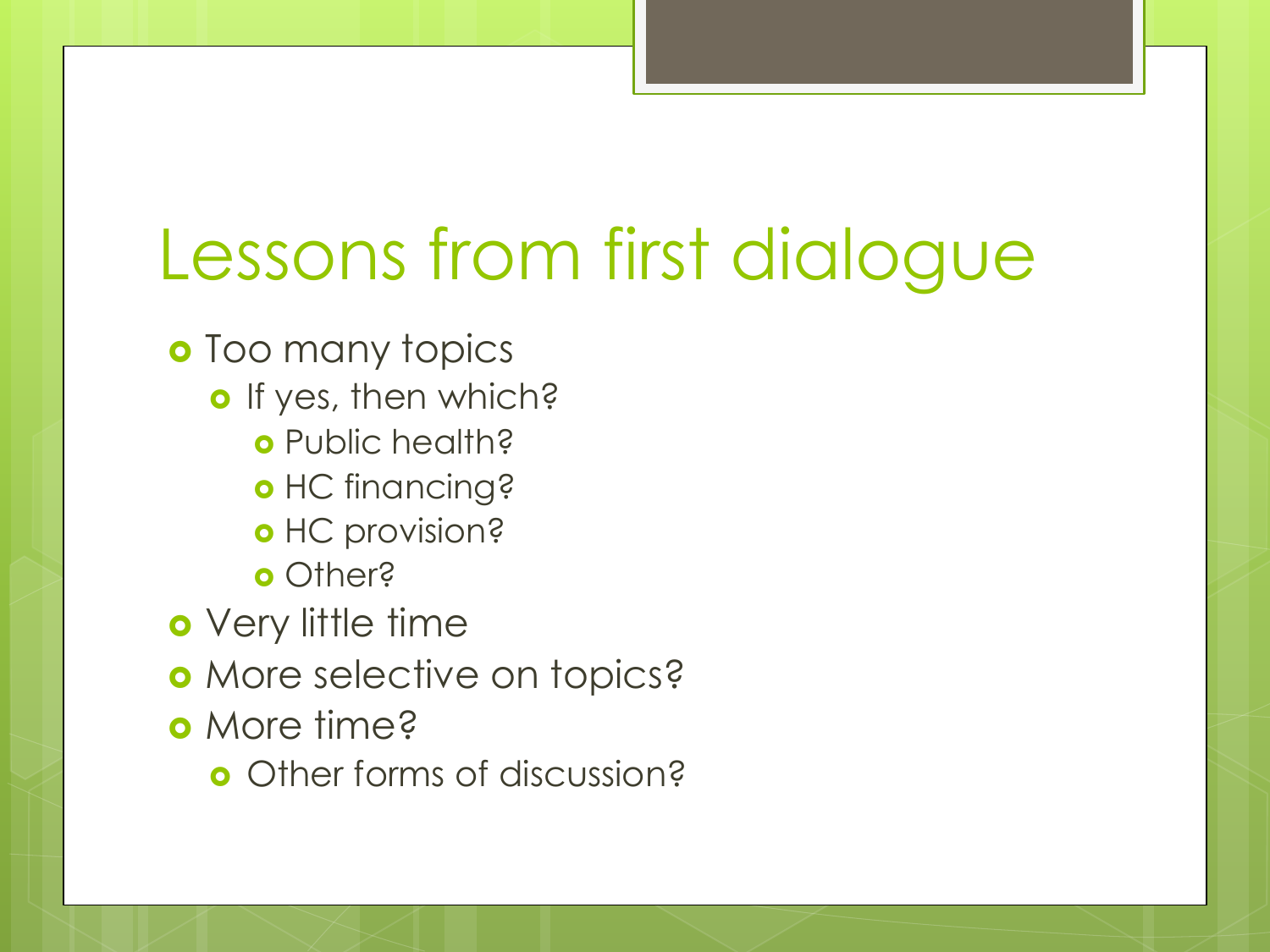# Lessons from first dialogue

- Too many topics
  - If yes, then which?
    - Public health?
    - HC financing?
    - HC provision?
    - Other?
- Very little time
- More selective on topics?
- More time?
  - Other forms of discussion?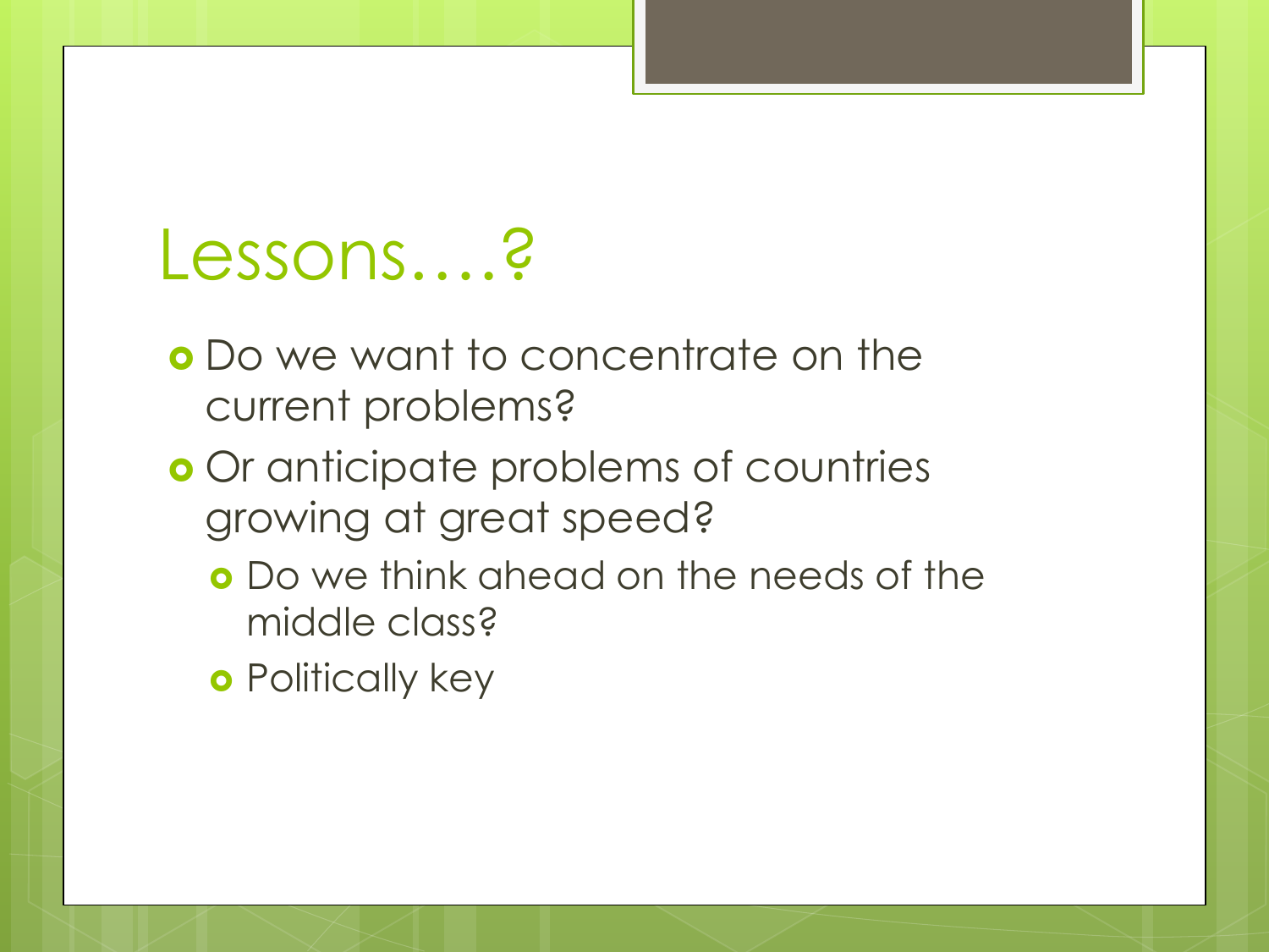# Lessons….?

- Do we want to concentrate on the current problems?
- Or anticipate problems of countries growing at great speed?
  - Do we think ahead on the needs of the middle class?
  - Politically key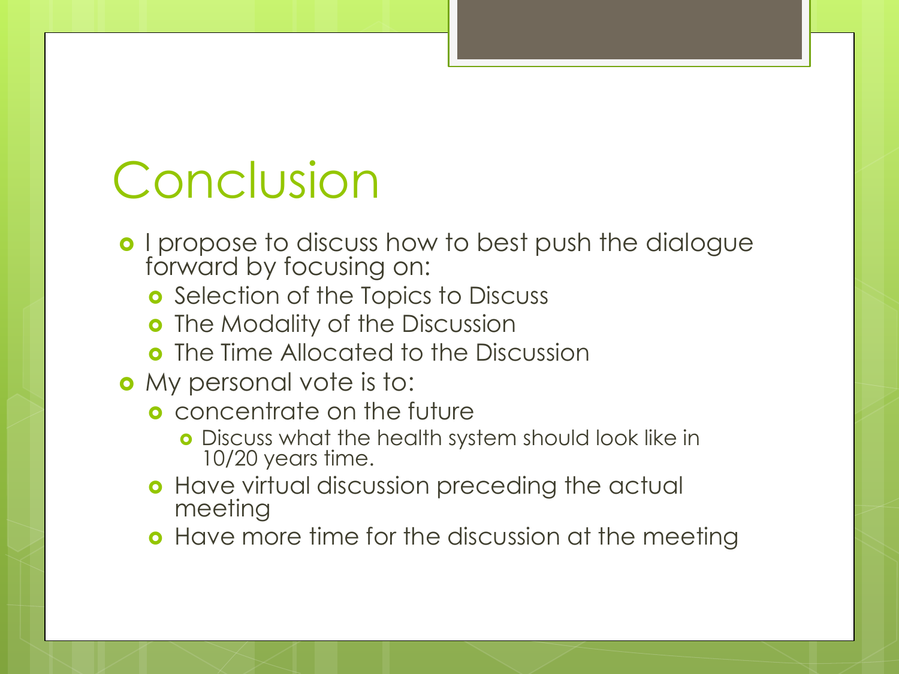# Conclusion

- I propose to discuss how to best push the dialogue forward by focusing on:
  - Selection of the Topics to Discuss
  - The Modality of the Discussion
  - The Time Allocated to the Discussion
- My personal vote is to:
  - concentrate on the future
    - Discuss what the health system should look like in 10/20 years time.
  - Have virtual discussion preceding the actual meeting
  - Have more time for the discussion at the meeting